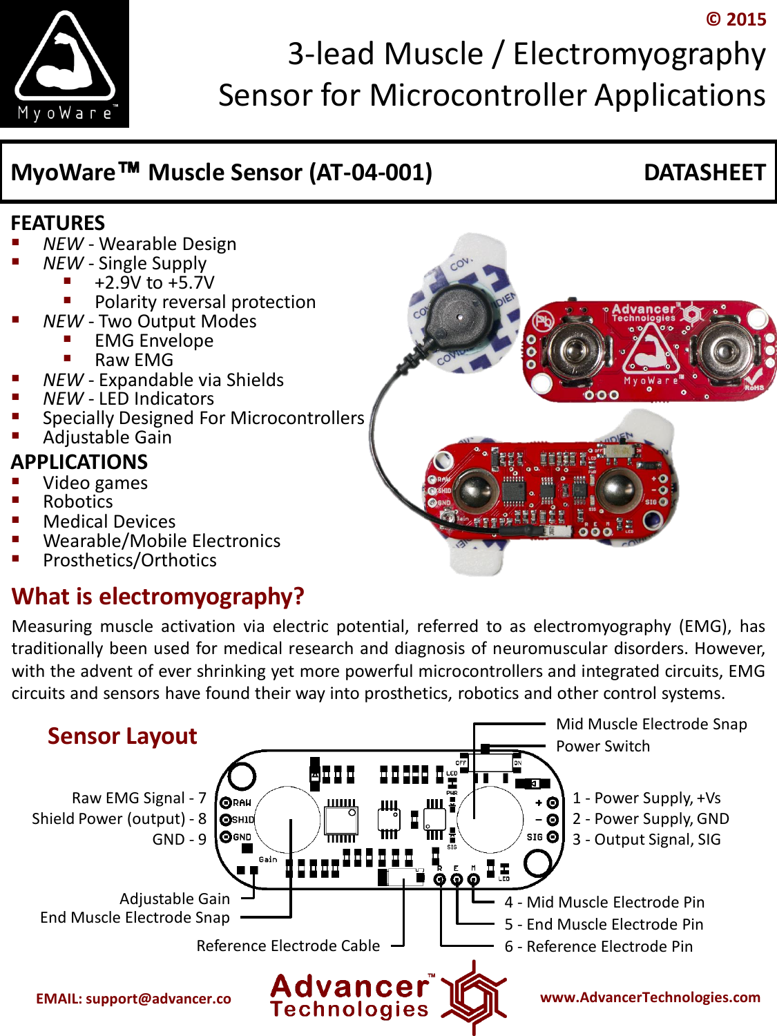© 2015

# 3-lead Muscle / Electromyography Sensor for Microcontroller Applications

## MyoWare™ Muscle Sensor (AT-04-001) — DATASHEET

### FEATURES

- *NEW* - Wearable Design
- *NEW* - Single Supply
  - +2.9V to +5.7V
  - Polarity reversal protection
- *NEW* - Two Output Modes
  - EMG Envelope
  - Raw EMG
- *NEW* - Expandable via Shields
- *NEW* - LED Indicators
- Specially Designed For Microcontrollers
- Adjustable Gain

### APPLICATIONS

- Video games
- Robotics
- Medical Devices
- Wearable/Mobile Electronics
- Prosthetics/Orthotics

## What is electromyography?

Measuring muscle activation via electric potential, referred to as electromyography (EMG), has traditionally been used for medical research and diagnosis of neuromuscular disorders. However, with the advent of ever shrinking yet more powerful microcontrollers and integrated circuits, EMG circuits and sensors have found their way into prosthetics, robotics and other control systems.

## Sensor Layout

- Mid Muscle Electrode Snap
- Power Switch
- 1 - Power Supply, +Vs
- 2 - Power Supply, GND
- 3 - Output Signal, SIG
- 4 - Mid Muscle Electrode Pin
- 5 - End Muscle Electrode Pin
- 6 - Reference Electrode Pin
- Raw EMG Signal - 7
- Shield Power (output) - 8
- GND - 9
- Adjustable Gain
- End Muscle Electrode Snap
- Reference Electrode Cable

EMAIL: support@advancer.co

Advancer Technologies

www.AdvancerTechnologies.com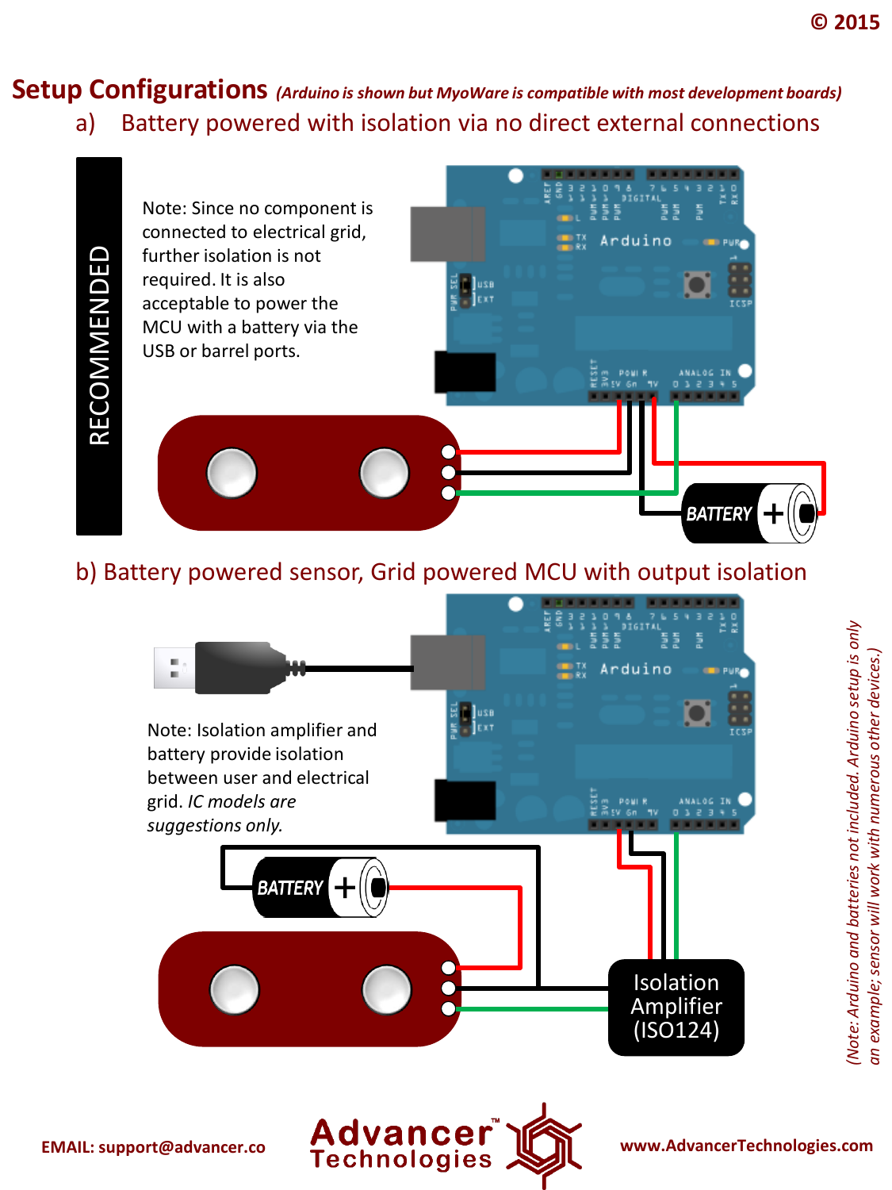# Setup Configurations *(Arduino is shown but MyoWare is compatible with most development boards)*

## a) Battery powered with isolation via no direct external connections

RECOMMENDED

Note: Since no component is connected to electrical grid, further isolation is not required. It is also acceptable to power the MCU with a battery via the USB or barrel ports.

## b) Battery powered sensor, Grid powered MCU with output isolation

Note: Isolation amplifier and battery provide isolation between user and electrical grid. *IC models are suggestions only.*

Isolation Amplifier (ISO124)

*(Note: Arduino and batteries not included. Arduino setup is only an example; sensor will work with numerous other devices.)*

**EMAIL: support@advancer.co**

Advancer Technologies

**www.AdvancerTechnologies.com**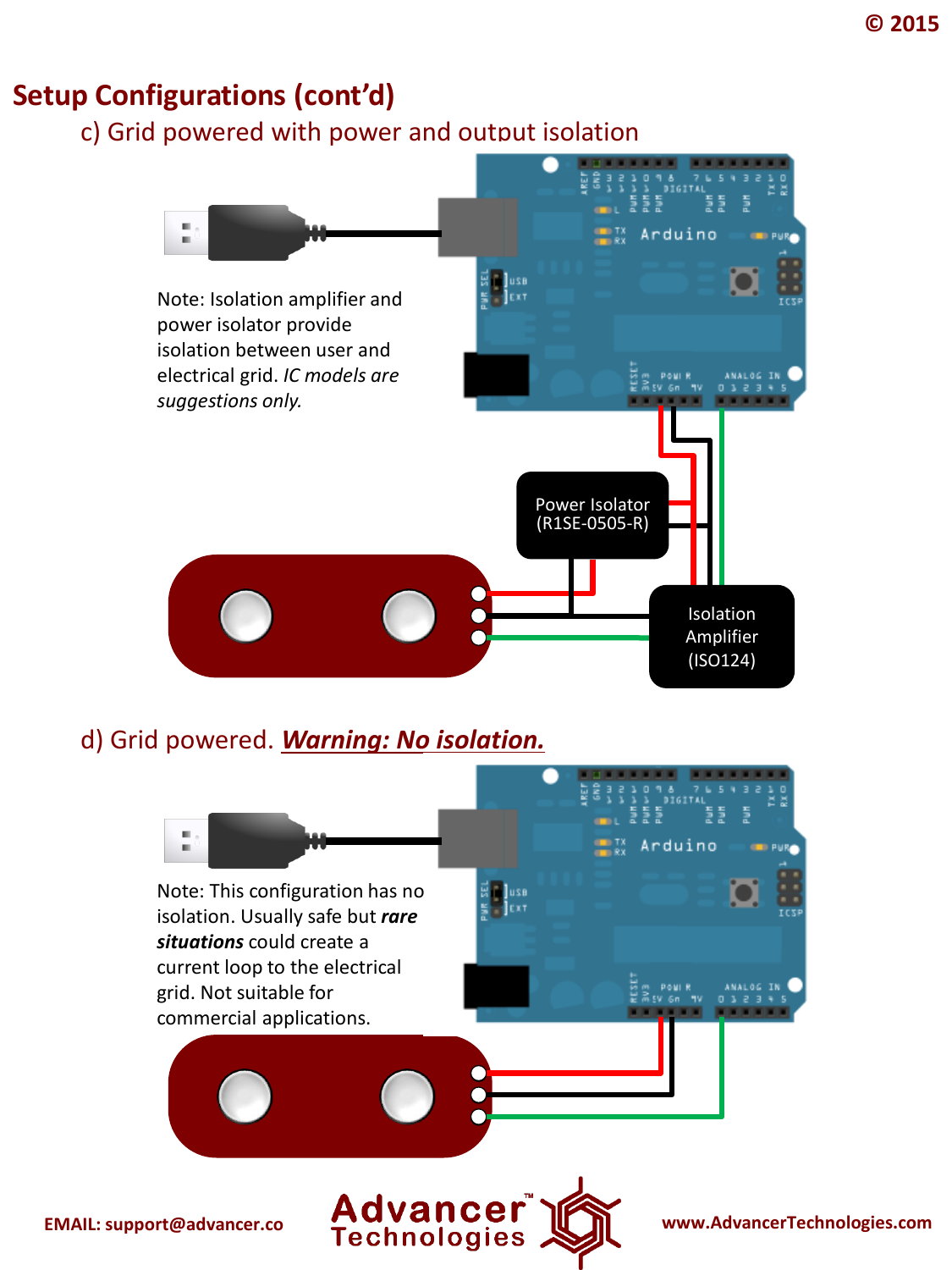## Setup Configurations (cont'd)

### c) Grid powered with power and output isolation

Note: Isolation amplifier and power isolator provide isolation between user and electrical grid. *IC models are suggestions only.*

Power Isolator (R1SE-0505-R)

Isolation Amplifier (ISO124)

### d) Grid powered. ***Warning: No isolation.***

Note: This configuration has no isolation. Usually safe but ***rare situations*** could create a current loop to the electrical grid. Not suitable for commercial applications.

EMAIL: support@advancer.co

Advancer™ Technologies

www.AdvancerTechnologies.com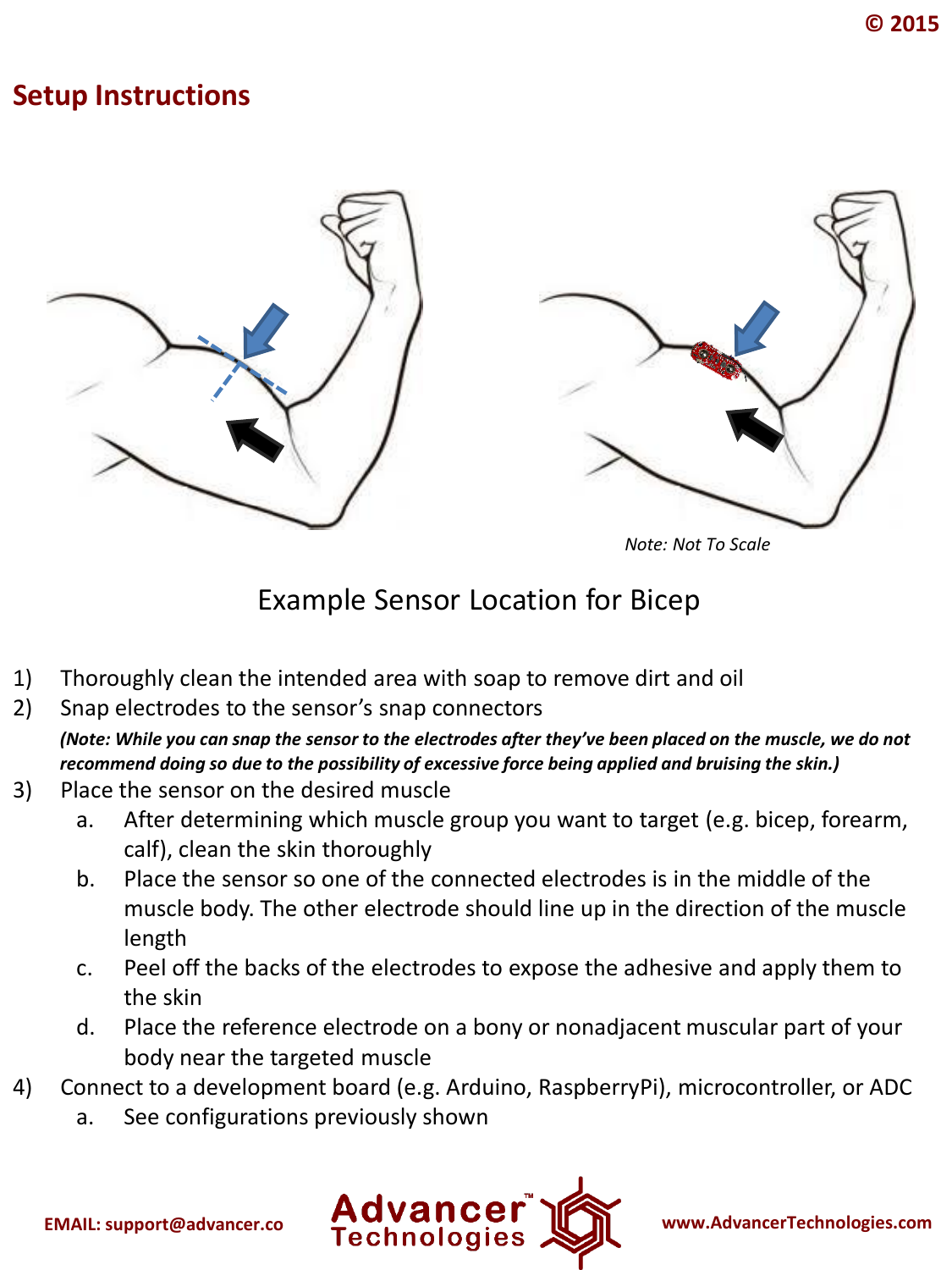## Setup Instructions

*Note: Not To Scale*

Example Sensor Location for Bicep

1) Thoroughly clean the intended area with soap to remove dirt and oil
2) Snap electrodes to the sensor's snap connectors
   ***(Note: While you can snap the sensor to the electrodes after they've been placed on the muscle, we do not recommend doing so due to the possibility of excessive force being applied and bruising the skin.)***
3) Place the sensor on the desired muscle
   a. After determining which muscle group you want to target (e.g. bicep, forearm, calf), clean the skin thoroughly
   b. Place the sensor so one of the connected electrodes is in the middle of the muscle body. The other electrode should line up in the direction of the muscle length
   c. Peel off the backs of the electrodes to expose the adhesive and apply them to the skin
   d. Place the reference electrode on a bony or nonadjacent muscular part of your body near the targeted muscle
4) Connect to a development board (e.g. Arduino, RaspberryPi), microcontroller, or ADC
   a. See configurations previously shown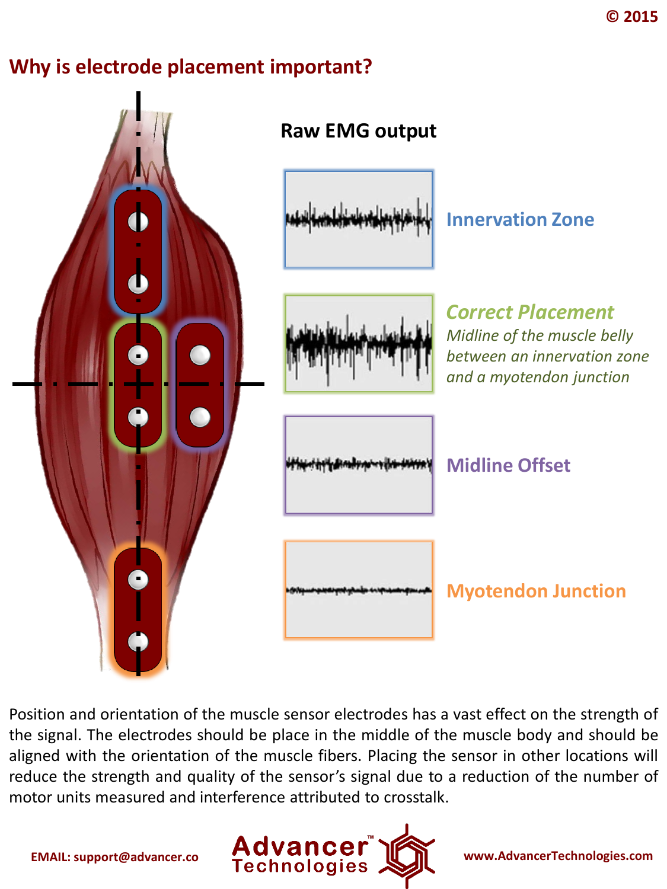## Why is electrode placement important?

**Raw EMG output**

**Innervation Zone**

***Correct Placement***

*Midline of the muscle belly between an innervation zone and a myotendon junction*

**Midline Offset**

**Myotendon Junction**

Position and orientation of the muscle sensor electrodes has a vast effect on the strength of the signal. The electrodes should be place in the middle of the muscle body and should be aligned with the orientation of the muscle fibers. Placing the sensor in other locations will reduce the strength and quality of the sensor's signal due to a reduction of the number of motor units measured and interference attributed to crosstalk.

**EMAIL: support@advancer.co** **www.AdvancerTechnologies.com**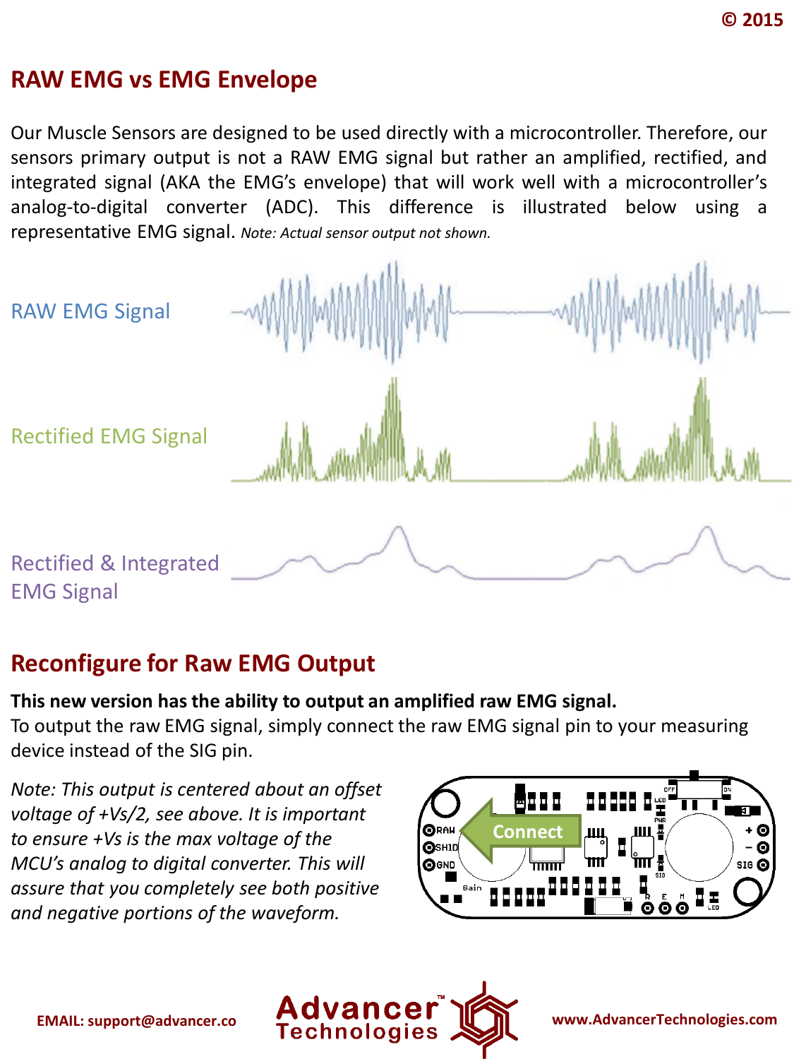## RAW EMG vs EMG Envelope

Our Muscle Sensors are designed to be used directly with a microcontroller. Therefore, our sensors primary output is not a RAW EMG signal but rather an amplified, rectified, and integrated signal (AKA the EMG's envelope) that will work well with a microcontroller's analog-to-digital converter (ADC). This difference is illustrated below using a representative EMG signal. *Note: Actual sensor output not shown.*

RAW EMG Signal

Rectified EMG Signal

Rectified & Integrated EMG Signal

## Reconfigure for Raw EMG Output

**This new version has the ability to output an amplified raw EMG signal.**
To output the raw EMG signal, simply connect the raw EMG signal pin to your measuring device instead of the SIG pin.

*Note: This output is centered about an offset voltage of +Vs/2, see above. It is important to ensure +Vs is the max voltage of the MCU's analog to digital converter. This will assure that you completely see both positive and negative portions of the waveform.*

EMAIL: support@advancer.co

www.AdvancerTechnologies.com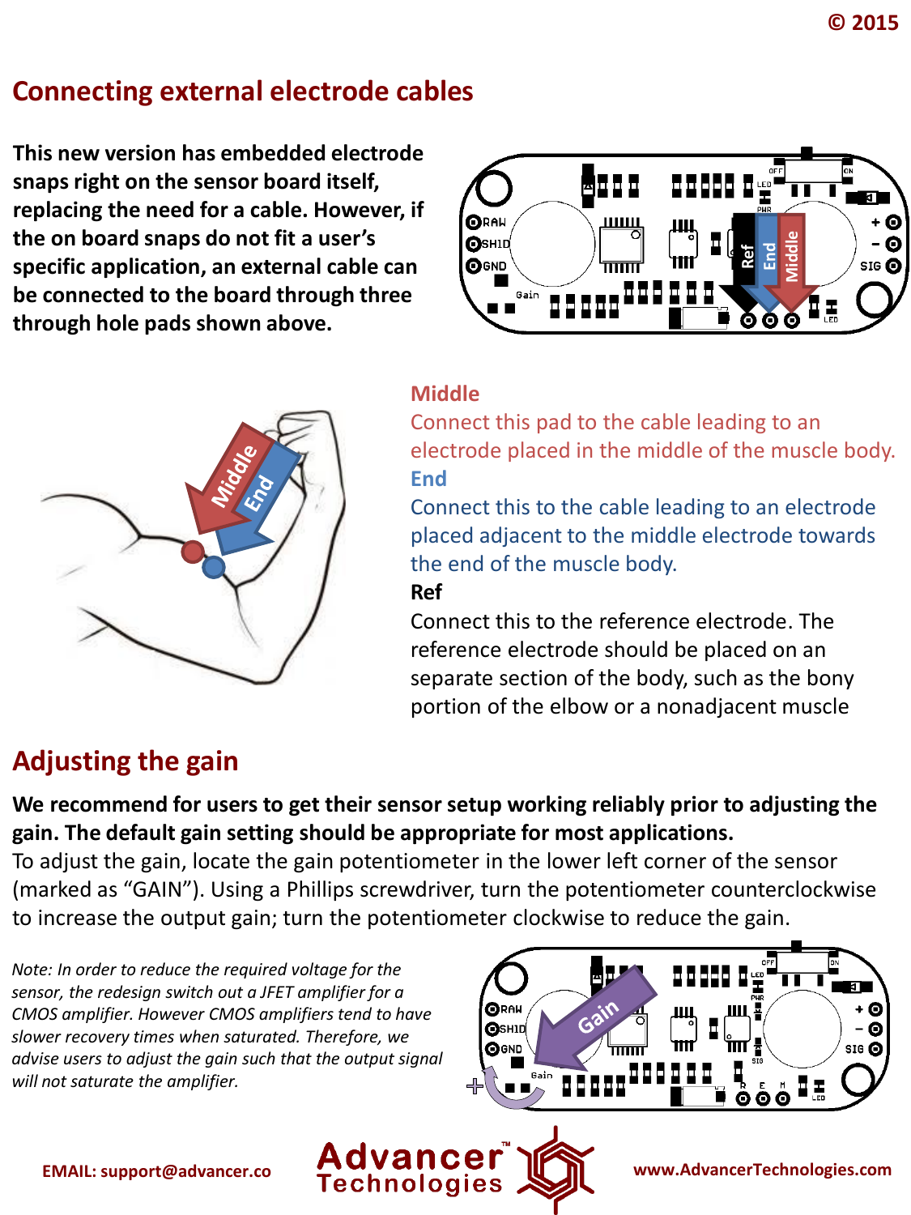## Connecting external electrode cables

**This new version has embedded electrode snaps right on the sensor board itself, replacing the need for a cable. However, if the on board snaps do not fit a user's specific application, an external cable can be connected to the board through three through hole pads shown above.**

**Middle**

Connect this pad to the cable leading to an electrode placed in the middle of the muscle body.

**End**

Connect this to the cable leading to an electrode placed adjacent to the middle electrode towards the end of the muscle body.

**Ref**

Connect this to the reference electrode. The reference electrode should be placed on an separate section of the body, such as the bony portion of the elbow or a nonadjacent muscle

## Adjusting the gain

**We recommend for users to get their sensor setup working reliably prior to adjusting the gain. The default gain setting should be appropriate for most applications.**

To adjust the gain, locate the gain potentiometer in the lower left corner of the sensor (marked as "GAIN"). Using a Phillips screwdriver, turn the potentiometer counterclockwise to increase the output gain; turn the potentiometer clockwise to reduce the gain.

*Note: In order to reduce the required voltage for the sensor, the redesign switch out a JFET amplifier for a CMOS amplifier. However CMOS amplifiers tend to have slower recovery times when saturated. Therefore, we advise users to adjust the gain such that the output signal will not saturate the amplifier.*

EMAIL: support@advancer.co

www.AdvancerTechnologies.com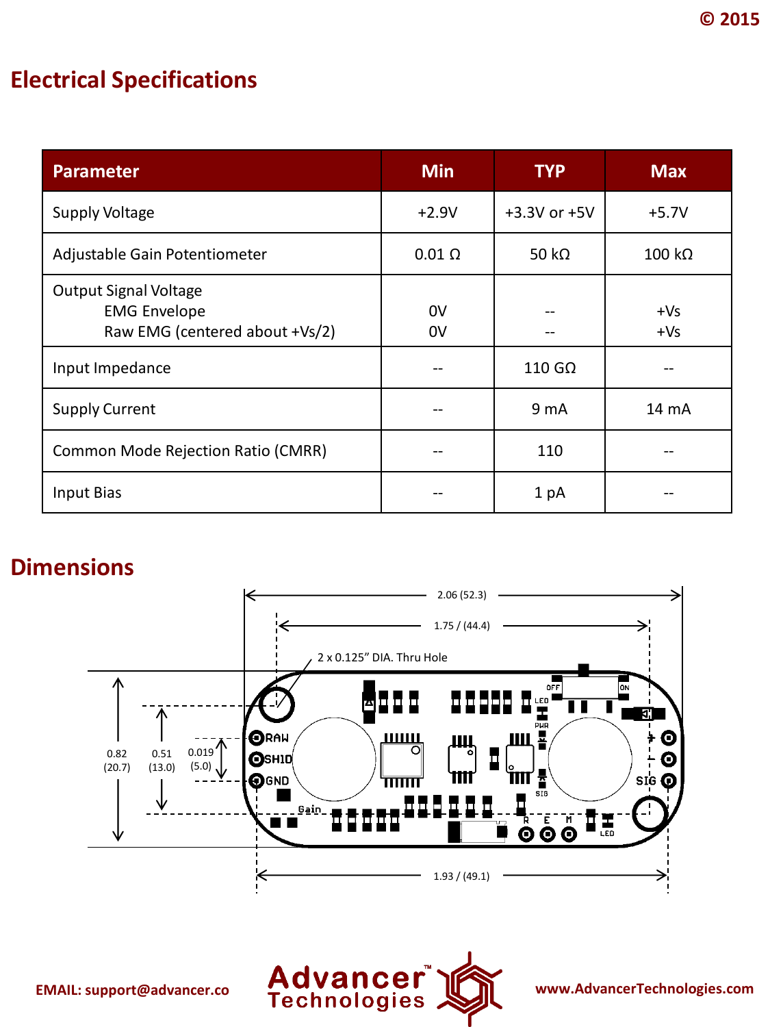## Electrical Specifications

| Parameter | Min | TYP | Max |
|---|---|---|---|
| Supply Voltage | +2.9V | +3.3V or +5V | +5.7V |
| Adjustable Gain Potentiometer | 0.01 Ω | 50 kΩ | 100 kΩ |
| Output Signal Voltage<br>EMG Envelope<br>Raw EMG (centered about +Vs/2) | <br>0V<br>0V | <br>--<br>-- | <br>+Vs<br>+Vs |
| Input Impedance | -- | 110 GΩ | -- |
| Supply Current | -- | 9 mA | 14 mA |
| Common Mode Rejection Ratio (CMRR) | -- | 110 | -- |
| Input Bias | -- | 1 pA | -- |

## Dimensions

2.06 (52.3)

1.75 / (44.4)

2 x 0.125" DIA. Thru Hole

0.82 (20.7)

0.51 (13.0)

0.019 (5.0)

1.93 / (49.1)

RAW SHID GND Gain OFF ON LED PWR SIG + - SIG R E M LED

EMAIL: support@advancer.co

Advancer™ Technologies

www.AdvancerTechnologies.com